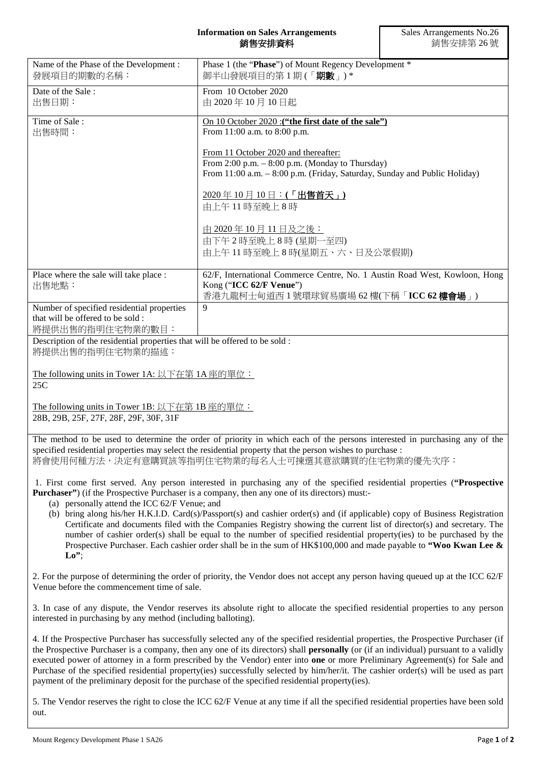**Information on Sales Arrangements**
**銷售安排資料**

Sales Arrangements No.26
銷售安排第 26 號

| | |
|---|---|
| Name of the Phase of the Development :<br>發展項目的期數的名稱： | Phase 1 (the "**Phase**") of Mount Regency Development *<br>御半山發展項目的第 1 期 (「**期數**」) * |
| Date of the Sale :<br>出售日期： | From 10 October 2020<br>由 2020 年 10 月 10 日起 |
| Time of Sale :<br>出售時間： | On 10 October 2020 :**("the first date of the sale")**<br>From 11:00 a.m. to 8:00 p.m.<br><br>From 11 October 2020 and thereafter:<br>From 2:00 p.m. – 8:00 p.m. (Monday to Thursday)<br>From 11:00 a.m. – 8:00 p.m. (Friday, Saturday, Sunday and Public Holiday)<br><br>2020 年 10 月 10 日：**(「出售首天」)**<br>由上午 11 時至晚上 8 時<br><br>由 2020 年 10 月 11 日及之後：<br>由下午 2 時至晚上 8 時 (星期一至四)<br>由上午 11 時至晚上 8 時(星期五、六、日及公眾假期) |
| Place where the sale will take place :<br>出售地點： | 62/F, International Commerce Centre, No. 1 Austin Road West, Kowloon, Hong Kong ("**ICC 62/F Venue**")<br>香港九龍柯士甸道西 1 號環球貿易廣場 62 樓(下稱「**ICC 62 樓會場**」) |
| Number of specified residential properties that will be offered to be sold :<br>將提供出售的指明住宅物業的數目： | 9 |

Description of the residential properties that will be offered to be sold :
將提供出售的指明住宅物業的描述：

The following units in Tower 1A: 以下在第 1A 座的單位：
25C

The following units in Tower 1B: 以下在第 1B 座的單位：
28B, 29B, 25F, 27F, 28F, 29F, 30F, 31F

The method to be used to determine the order of priority in which each of the persons interested in purchasing any of the specified residential properties may select the residential property that the person wishes to purchase :
將會使用何種方法，決定有意購買該等指明住宅物業的每名人士可揀選其意欲購買的住宅物業的優先次序：

1. First come first served. Any person interested in purchasing any of the specified residential properties (**"Prospective Purchaser"**) (if the Prospective Purchaser is a company, then any one of its directors) must:-
   (a) personally attend the ICC 62/F Venue; and
   (b) bring along his/her H.K.I.D. Card(s)/Passport(s) and cashier order(s) and (if applicable) copy of Business Registration Certificate and documents filed with the Companies Registry showing the current list of director(s) and secretary. The number of cashier order(s) shall be equal to the number of specified residential property(ies) to be purchased by the Prospective Purchaser. Each cashier order shall be in the sum of HK$100,000 and made payable to **"Woo Kwan Lee & Lo"**;

2. For the purpose of determining the order of priority, the Vendor does not accept any person having queued up at the ICC 62/F Venue before the commencement time of sale.

3. In case of any dispute, the Vendor reserves its absolute right to allocate the specified residential properties to any person interested in purchasing by any method (including balloting).

4. If the Prospective Purchaser has successfully selected any of the specified residential properties, the Prospective Purchaser (if the Prospective Purchaser is a company, then any one of its directors) shall **personally** (or (if an individual) pursuant to a validly executed power of attorney in a form prescribed by the Vendor) enter into **one** or more Preliminary Agreement(s) for Sale and Purchase of the specified residential property(ies) successfully selected by him/her/it. The cashier order(s) will be used as part payment of the preliminary deposit for the purchase of the specified residential property(ies).

5. The Vendor reserves the right to close the ICC 62/F Venue at any time if all the specified residential properties have been sold out.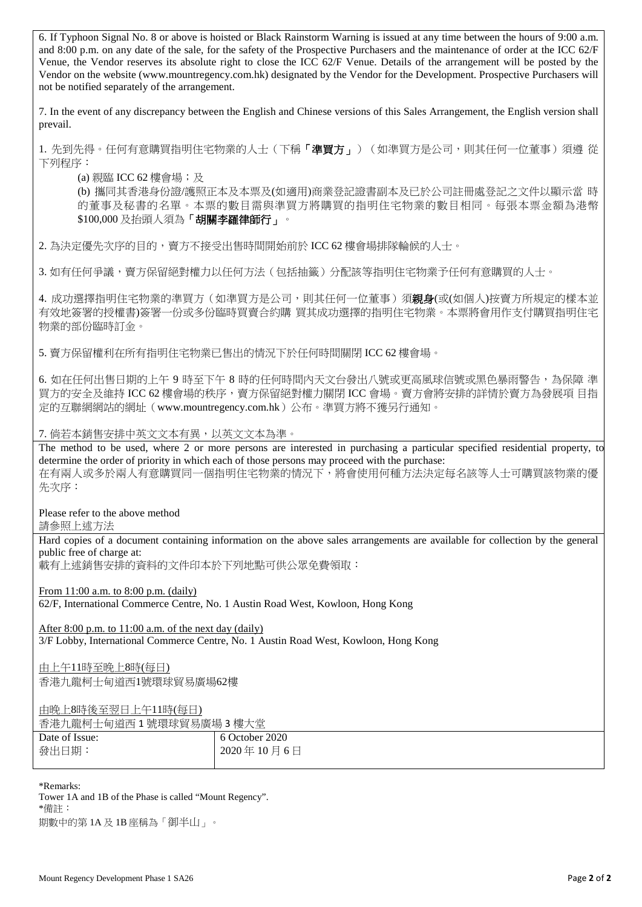6. If Typhoon Signal No. 8 or above is hoisted or Black Rainstorm Warning is issued at any time between the hours of 9:00 a.m. and 8:00 p.m. on any date of the sale, for the safety of the Prospective Purchasers and the maintenance of order at the ICC 62/F Venue, the Vendor reserves its absolute right to close the ICC 62/F Venue. Details of the arrangement will be posted by the Vendor on the website (www.mountregency.com.hk) designated by the Vendor for the Development. Prospective Purchasers will not be notified separately of the arrangement.

7. In the event of any discrepancy between the English and Chinese versions of this Sales Arrangement, the English version shall prevail.

1. 先到先得。任何有意購買指明住宅物業的人士（下稱**「準買方」**）（如準買方是公司，則其任何一位董事）須遵 從下列程序：

(a) 親臨 ICC 62 樓會場；及

(b) 攜同其香港身份證/護照正本及本票及(如適用)商業登記證書副本及已於公司註冊處登記之文件以顯示當 時的董事及秘書的名單。本票的數目需與準買方將購買的指明住宅物業的數目相同。每張本票金額為港幣 $100,000 及抬頭人須為**「胡關李羅律師行」**。

2. 為決定優先次序的目的，賣方不接受出售時間開始前於 ICC 62 樓會場排隊輪候的人士。

3. 如有任何爭議，賣方保留絕對權力以任何方法（包括抽籤）分配該等指明住宅物業予任何有意購買的人士。

4. 成功選擇指明住宅物業的準買方（如準買方是公司，則其任何一位董事）須**親身**(或(如個人)按賣方所規定的樣本並有效地簽署的授權書)簽署一份或多份臨時買賣合約購 買其成功選擇的指明住宅物業。本票將會用作支付購買指明住宅物業的部份臨時訂金。

5. 賣方保留權利在所有指明住宅物業已售出的情況下於任何時間關閉 ICC 62 樓會場。

6. 如在任何出售日期的上午 9 時至下午 8 時的任何時間內天文台發出八號或更高風球信號或黑色暴雨警告，為保障 準買方的安全及維持 ICC 62 樓會場的秩序，賣方保留絕對權力關閉 ICC 會場。賣方會將安排的詳情於賣方為發展項 目指定的互聯網網站的網址（www.mountregency.com.hk）公布。準買方將不獲另行通知。

7. 倘若本銷售安排中英文文本有異，以英文文本為準。

The method to be used, where 2 or more persons are interested in purchasing a particular specified residential property, to determine the order of priority in which each of those persons may proceed with the purchase:
在有兩人或多於兩人有意購買同一個指明住宅物業的情況下，將會使用何種方法決定每名該等人士可購買該物業的優先次序：

Please refer to the above method
請參照上述方法

Hard copies of a document containing information on the above sales arrangements are available for collection by the general public free of charge at:
載有上述銷售安排的資料的文件印本於下列地點可供公眾免費領取：

From 11:00 a.m. to 8:00 p.m. (daily)
62/F, International Commerce Centre, No. 1 Austin Road West, Kowloon, Hong Kong

After 8:00 p.m. to 11:00 a.m. of the next day (daily)
3/F Lobby, International Commerce Centre, No. 1 Austin Road West, Kowloon, Hong Kong

由上午11時至晚上8時(每日)
香港九龍柯士甸道西1號環球貿易廣場62樓

由晚上8時後至翌日上午11時(每日)
香港九龍柯士甸道西 1 號環球貿易廣場 3 樓大堂

| | |
|---|---|
| Date of Issue:<br>發出日期： | 6 October 2020<br>2020 年 10 月 6 日 |

\*Remarks:
Tower 1A and 1B of the Phase is called "Mount Regency".
\*備註：
期數中的第 1A 及 1B 座稱為「御半山」。